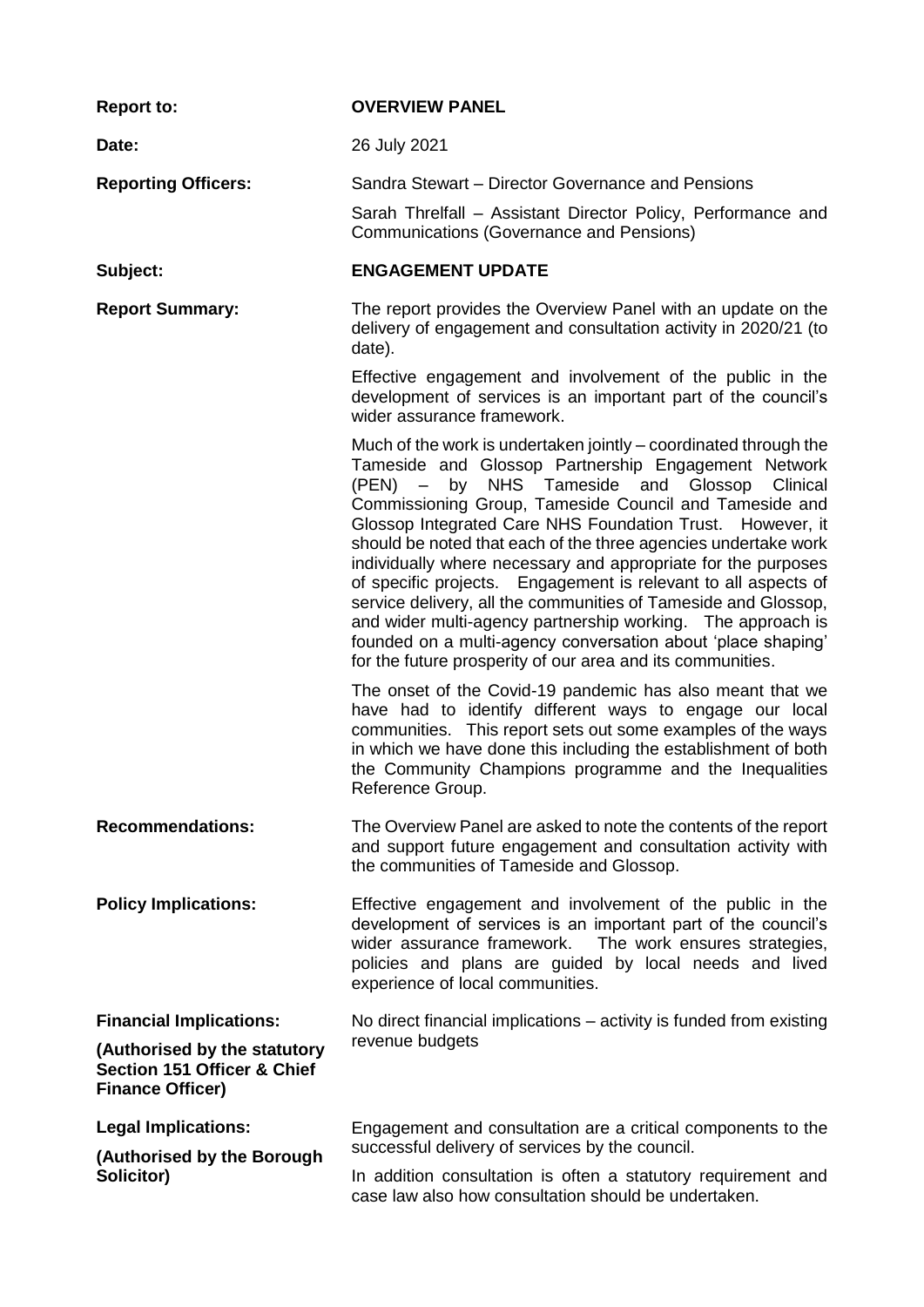| | |
|---|---|
| **Report to:** | **OVERVIEW PANEL** |
| **Date:** | 26 July 2021 |
| **Reporting Officers:** | Sandra Stewart – Director Governance and Pensions<br><br>Sarah Threlfall – Assistant Director Policy, Performance and Communications (Governance and Pensions) |
| **Subject:** | **ENGAGEMENT UPDATE** |
| **Report Summary:** | The report provides the Overview Panel with an update on the delivery of engagement and consultation activity in 2020/21 (to date).<br><br>Effective engagement and involvement of the public in the development of services is an important part of the council's wider assurance framework.<br><br>Much of the work is undertaken jointly – coordinated through the Tameside and Glossop Partnership Engagement Network (PEN) – by NHS Tameside and Glossop Clinical Commissioning Group, Tameside Council and Tameside and Glossop Integrated Care NHS Foundation Trust. However, it should be noted that each of the three agencies undertake work individually where necessary and appropriate for the purposes of specific projects. Engagement is relevant to all aspects of service delivery, all the communities of Tameside and Glossop, and wider multi-agency partnership working. The approach is founded on a multi-agency conversation about 'place shaping' for the future prosperity of our area and its communities.<br><br>The onset of the Covid-19 pandemic has also meant that we have had to identify different ways to engage our local communities. This report sets out some examples of the ways in which we have done this including the establishment of both the Community Champions programme and the Inequalities Reference Group. |
| **Recommendations:** | The Overview Panel are asked to note the contents of the report and support future engagement and consultation activity with the communities of Tameside and Glossop. |
| **Policy Implications:** | Effective engagement and involvement of the public in the development of services is an important part of the council's wider assurance framework. The work ensures strategies, policies and plans are guided by local needs and lived experience of local communities. |
| **Financial Implications:**<br><br>**(Authorised by the statutory Section 151 Officer & Chief Finance Officer)** | No direct financial implications – activity is funded from existing revenue budgets |
| **Legal Implications:**<br><br>**(Authorised by the Borough Solicitor)** | Engagement and consultation are a critical components to the successful delivery of services by the council.<br><br>In addition consultation is often a statutory requirement and case law also how consultation should be undertaken. |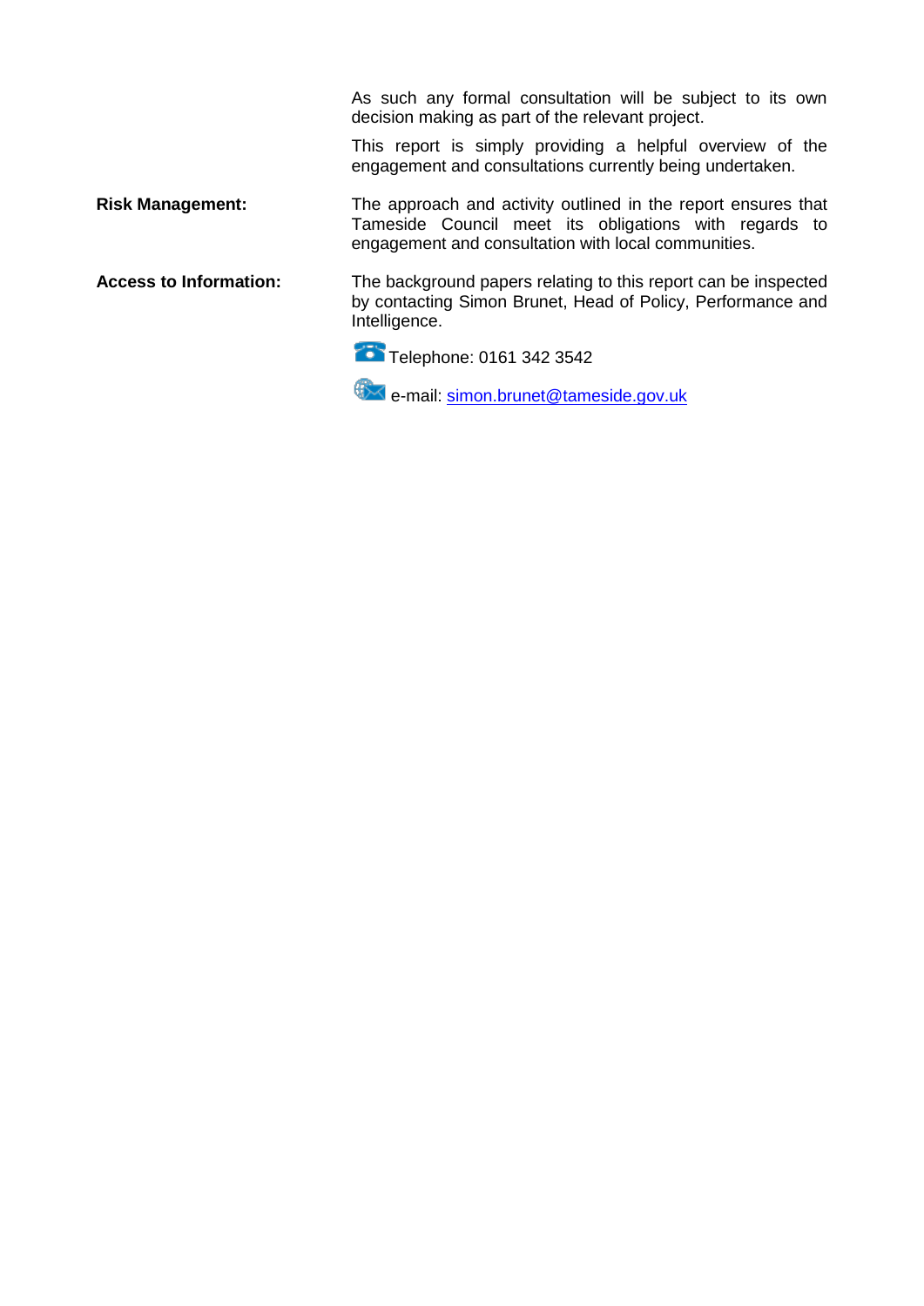| | |
|---|---|
| | As such any formal consultation will be subject to its own decision making as part of the relevant project.<br><br>This report is simply providing a helpful overview of the engagement and consultations currently being undertaken. |
| **Risk Management:** | The approach and activity outlined in the report ensures that Tameside Council meet its obligations with regards to engagement and consultation with local communities. |
| **Access to Information:** | The background papers relating to this report can be inspected by contacting Simon Brunet, Head of Policy, Performance and Intelligence.<br><br>Telephone: 0161 342 3542<br><br>e-mail: simon.brunet@tameside.gov.uk |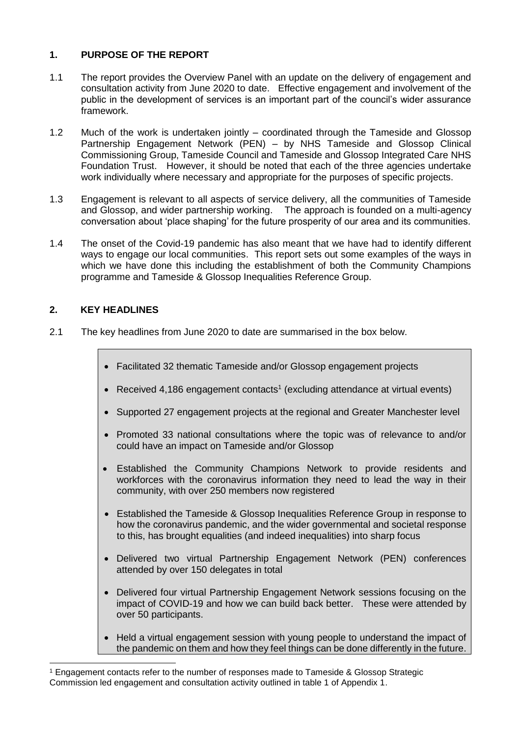## 1. PURPOSE OF THE REPORT

1.1 The report provides the Overview Panel with an update on the delivery of engagement and consultation activity from June 2020 to date. Effective engagement and involvement of the public in the development of services is an important part of the council's wider assurance framework.

1.2 Much of the work is undertaken jointly – coordinated through the Tameside and Glossop Partnership Engagement Network (PEN) – by NHS Tameside and Glossop Clinical Commissioning Group, Tameside Council and Tameside and Glossop Integrated Care NHS Foundation Trust. However, it should be noted that each of the three agencies undertake work individually where necessary and appropriate for the purposes of specific projects.

1.3 Engagement is relevant to all aspects of service delivery, all the communities of Tameside and Glossop, and wider partnership working. The approach is founded on a multi-agency conversation about 'place shaping' for the future prosperity of our area and its communities.

1.4 The onset of the Covid-19 pandemic has also meant that we have had to identify different ways to engage our local communities. This report sets out some examples of the ways in which we have done this including the establishment of both the Community Champions programme and Tameside & Glossop Inequalities Reference Group.

## 2. KEY HEADLINES

2.1 The key headlines from June 2020 to date are summarised in the box below.

- Facilitated 32 thematic Tameside and/or Glossop engagement projects
- Received 4,186 engagement contacts[1] (excluding attendance at virtual events)
- Supported 27 engagement projects at the regional and Greater Manchester level
- Promoted 33 national consultations where the topic was of relevance to and/or could have an impact on Tameside and/or Glossop
- Established the Community Champions Network to provide residents and workforces with the coronavirus information they need to lead the way in their community, with over 250 members now registered
- Established the Tameside & Glossop Inequalities Reference Group in response to how the coronavirus pandemic, and the wider governmental and societal response to this, has brought equalities (and indeed inequalities) into sharp focus
- Delivered two virtual Partnership Engagement Network (PEN) conferences attended by over 150 delegates in total
- Delivered four virtual Partnership Engagement Network sessions focusing on the impact of COVID-19 and how we can build back better. These were attended by over 50 participants.
- Held a virtual engagement session with young people to understand the impact of the pandemic on them and how they feel things can be done differently in the future.

[1] Engagement contacts refer to the number of responses made to Tameside & Glossop Strategic Commission led engagement and consultation activity outlined in table 1 of Appendix 1.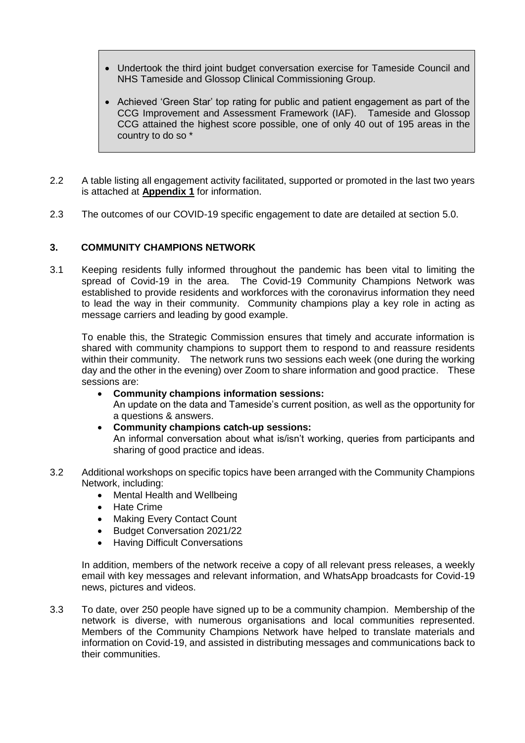- Undertook the third joint budget conversation exercise for Tameside Council and NHS Tameside and Glossop Clinical Commissioning Group.
- Achieved 'Green Star' top rating for public and patient engagement as part of the CCG Improvement and Assessment Framework (IAF). Tameside and Glossop CCG attained the highest score possible, one of only 40 out of 195 areas in the country to do so *

2.2 A table listing all engagement activity facilitated, supported or promoted in the last two years is attached at **Appendix 1** for information.

2.3 The outcomes of our COVID-19 specific engagement to date are detailed at section 5.0.

## 3. COMMUNITY CHAMPIONS NETWORK

3.1 Keeping residents fully informed throughout the pandemic has been vital to limiting the spread of Covid-19 in the area. The Covid-19 Community Champions Network was established to provide residents and workforces with the coronavirus information they need to lead the way in their community. Community champions play a key role in acting as message carriers and leading by good example.

To enable this, the Strategic Commission ensures that timely and accurate information is shared with community champions to support them to respond to and reassure residents within their community. The network runs two sessions each week (one during the working day and the other in the evening) over Zoom to share information and good practice. These sessions are:

- **Community champions information sessions:**
  An update on the data and Tameside's current position, as well as the opportunity for a questions & answers.
- **Community champions catch-up sessions:**
  An informal conversation about what is/isn't working, queries from participants and sharing of good practice and ideas.

3.2 Additional workshops on specific topics have been arranged with the Community Champions Network, including:

- Mental Health and Wellbeing
- Hate Crime
- Making Every Contact Count
- Budget Conversation 2021/22
- Having Difficult Conversations

In addition, members of the network receive a copy of all relevant press releases, a weekly email with key messages and relevant information, and WhatsApp broadcasts for Covid-19 news, pictures and videos.

3.3 To date, over 250 people have signed up to be a community champion. Membership of the network is diverse, with numerous organisations and local communities represented. Members of the Community Champions Network have helped to translate materials and information on Covid-19, and assisted in distributing messages and communications back to their communities.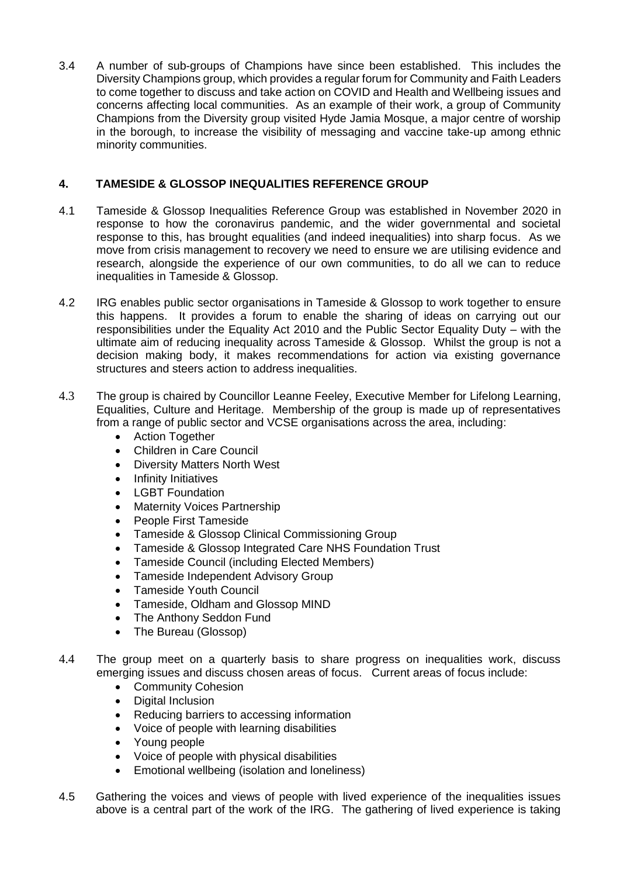3.4 A number of sub-groups of Champions have since been established. This includes the Diversity Champions group, which provides a regular forum for Community and Faith Leaders to come together to discuss and take action on COVID and Health and Wellbeing issues and concerns affecting local communities. As an example of their work, a group of Community Champions from the Diversity group visited Hyde Jamia Mosque, a major centre of worship in the borough, to increase the visibility of messaging and vaccine take-up among ethnic minority communities.

## 4. TAMESIDE & GLOSSOP INEQUALITIES REFERENCE GROUP

4.1 Tameside & Glossop Inequalities Reference Group was established in November 2020 in response to how the coronavirus pandemic, and the wider governmental and societal response to this, has brought equalities (and indeed inequalities) into sharp focus. As we move from crisis management to recovery we need to ensure we are utilising evidence and research, alongside the experience of our own communities, to do all we can to reduce inequalities in Tameside & Glossop.

4.2 IRG enables public sector organisations in Tameside & Glossop to work together to ensure this happens. It provides a forum to enable the sharing of ideas on carrying out our responsibilities under the Equality Act 2010 and the Public Sector Equality Duty – with the ultimate aim of reducing inequality across Tameside & Glossop. Whilst the group is not a decision making body, it makes recommendations for action via existing governance structures and steers action to address inequalities.

4.3 The group is chaired by Councillor Leanne Feeley, Executive Member for Lifelong Learning, Equalities, Culture and Heritage. Membership of the group is made up of representatives from a range of public sector and VCSE organisations across the area, including:

- Action Together
- Children in Care Council
- Diversity Matters North West
- Infinity Initiatives
- LGBT Foundation
- Maternity Voices Partnership
- People First Tameside
- Tameside & Glossop Clinical Commissioning Group
- Tameside & Glossop Integrated Care NHS Foundation Trust
- Tameside Council (including Elected Members)
- Tameside Independent Advisory Group
- Tameside Youth Council
- Tameside, Oldham and Glossop MIND
- The Anthony Seddon Fund
- The Bureau (Glossop)

4.4 The group meet on a quarterly basis to share progress on inequalities work, discuss emerging issues and discuss chosen areas of focus. Current areas of focus include:

- Community Cohesion
- Digital Inclusion
- Reducing barriers to accessing information
- Voice of people with learning disabilities
- Young people
- Voice of people with physical disabilities
- Emotional wellbeing (isolation and loneliness)

4.5 Gathering the voices and views of people with lived experience of the inequalities issues above is a central part of the work of the IRG. The gathering of lived experience is taking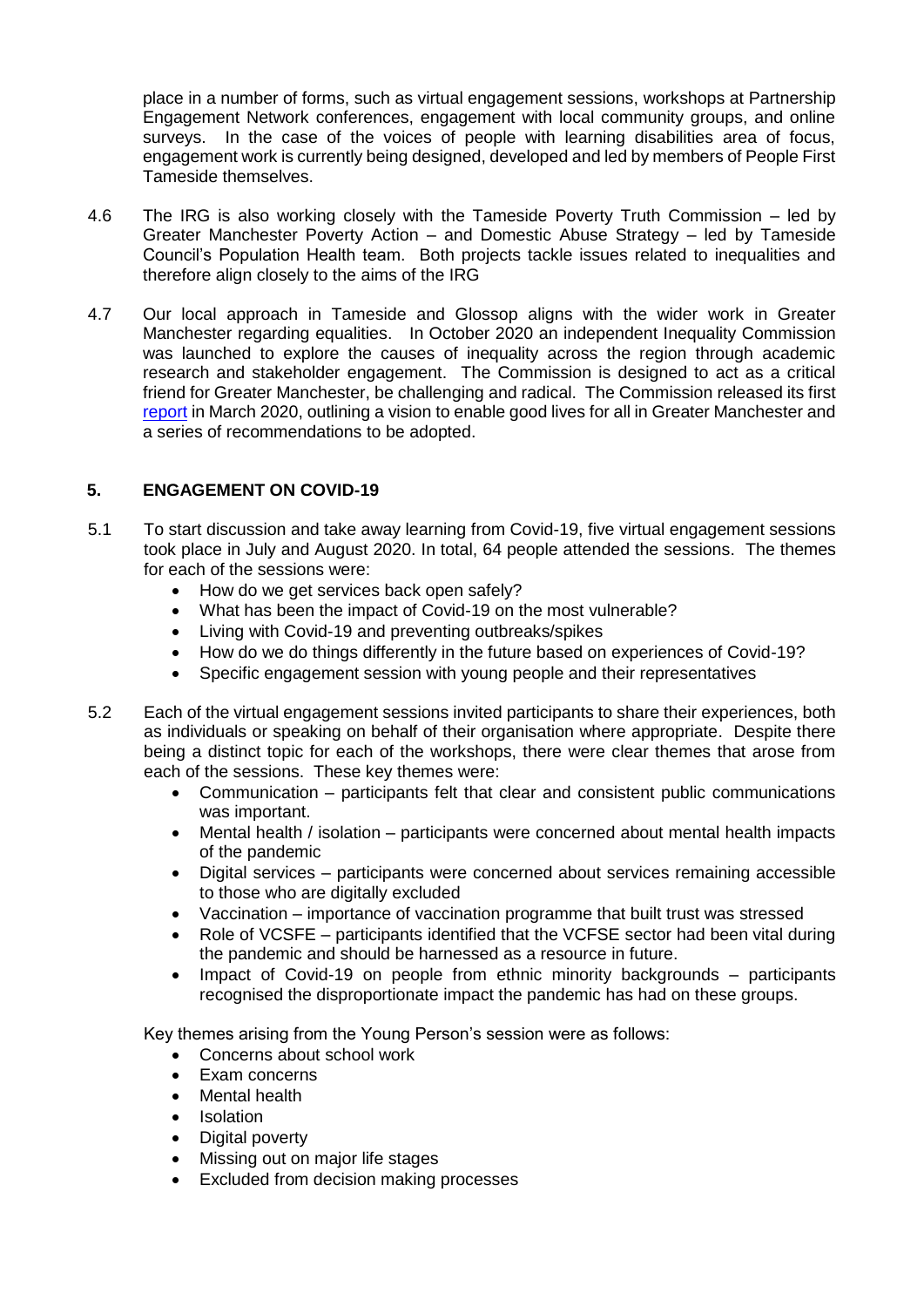place in a number of forms, such as virtual engagement sessions, workshops at Partnership Engagement Network conferences, engagement with local community groups, and online surveys. In the case of the voices of people with learning disabilities area of focus, engagement work is currently being designed, developed and led by members of People First Tameside themselves.

4.6 The IRG is also working closely with the Tameside Poverty Truth Commission – led by Greater Manchester Poverty Action – and Domestic Abuse Strategy – led by Tameside Council's Population Health team. Both projects tackle issues related to inequalities and therefore align closely to the aims of the IRG

4.7 Our local approach in Tameside and Glossop aligns with the wider work in Greater Manchester regarding equalities. In October 2020 an independent Inequality Commission was launched to explore the causes of inequality across the region through academic research and stakeholder engagement. The Commission is designed to act as a critical friend for Greater Manchester, be challenging and radical. The Commission released its first report in March 2020, outlining a vision to enable good lives for all in Greater Manchester and a series of recommendations to be adopted.

## 5. ENGAGEMENT ON COVID-19

5.1 To start discussion and take away learning from Covid-19, five virtual engagement sessions took place in July and August 2020. In total, 64 people attended the sessions. The themes for each of the sessions were:

- How do we get services back open safely?
- What has been the impact of Covid-19 on the most vulnerable?
- Living with Covid-19 and preventing outbreaks/spikes
- How do we do things differently in the future based on experiences of Covid-19?
- Specific engagement session with young people and their representatives

5.2 Each of the virtual engagement sessions invited participants to share their experiences, both as individuals or speaking on behalf of their organisation where appropriate. Despite there being a distinct topic for each of the workshops, there were clear themes that arose from each of the sessions. These key themes were:

- Communication – participants felt that clear and consistent public communications was important.
- Mental health / isolation – participants were concerned about mental health impacts of the pandemic
- Digital services – participants were concerned about services remaining accessible to those who are digitally excluded
- Vaccination – importance of vaccination programme that built trust was stressed
- Role of VCSFE – participants identified that the VCFSE sector had been vital during the pandemic and should be harnessed as a resource in future.
- Impact of Covid-19 on people from ethnic minority backgrounds – participants recognised the disproportionate impact the pandemic has had on these groups.

Key themes arising from the Young Person's session were as follows:

- Concerns about school work
- Exam concerns
- Mental health
- Isolation
- Digital poverty
- Missing out on major life stages
- Excluded from decision making processes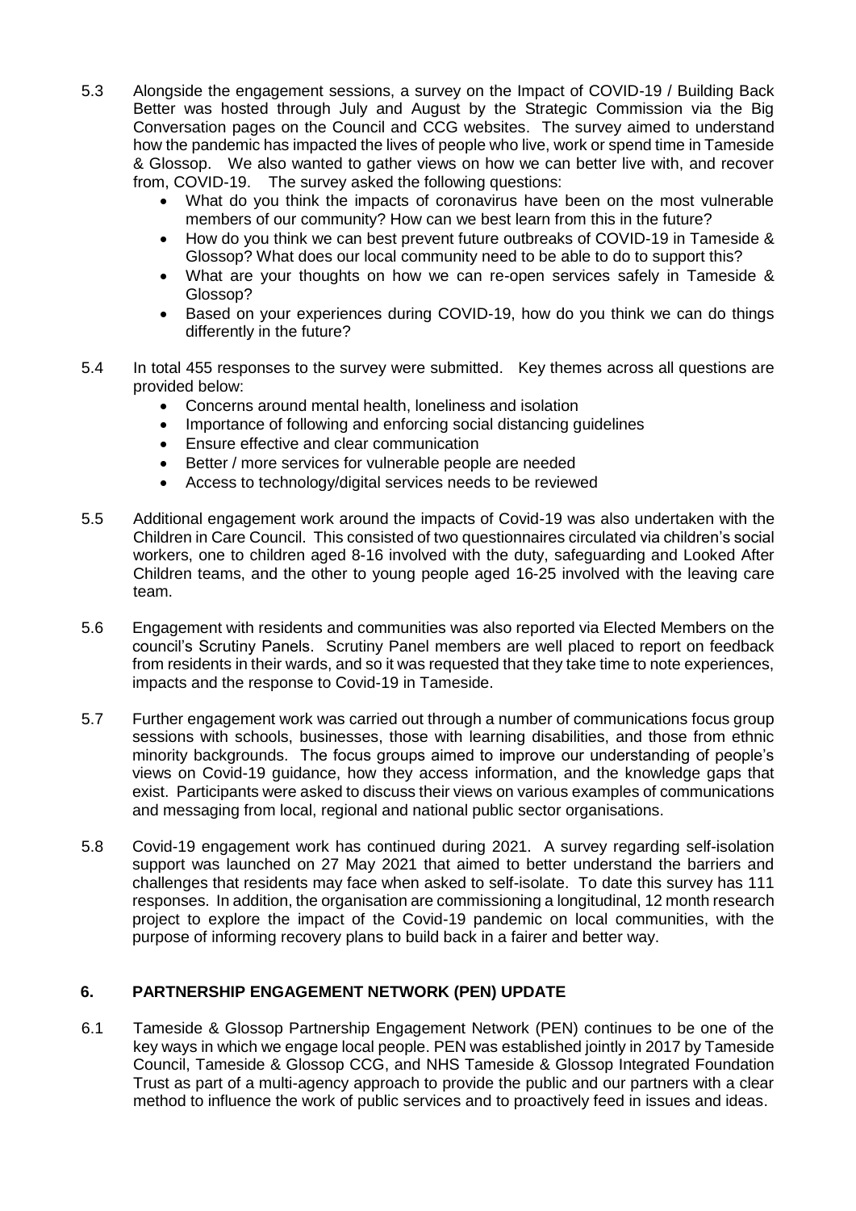5.3 Alongside the engagement sessions, a survey on the Impact of COVID-19 / Building Back Better was hosted through July and August by the Strategic Commission via the Big Conversation pages on the Council and CCG websites. The survey aimed to understand how the pandemic has impacted the lives of people who live, work or spend time in Tameside & Glossop. We also wanted to gather views on how we can better live with, and recover from, COVID-19. The survey asked the following questions:

- What do you think the impacts of coronavirus have been on the most vulnerable members of our community? How can we best learn from this in the future?
- How do you think we can best prevent future outbreaks of COVID-19 in Tameside & Glossop? What does our local community need to be able to do to support this?
- What are your thoughts on how we can re-open services safely in Tameside & Glossop?
- Based on your experiences during COVID-19, how do you think we can do things differently in the future?

5.4 In total 455 responses to the survey were submitted. Key themes across all questions are provided below:

- Concerns around mental health, loneliness and isolation
- Importance of following and enforcing social distancing guidelines
- Ensure effective and clear communication
- Better / more services for vulnerable people are needed
- Access to technology/digital services needs to be reviewed

5.5 Additional engagement work around the impacts of Covid-19 was also undertaken with the Children in Care Council. This consisted of two questionnaires circulated via children's social workers, one to children aged 8-16 involved with the duty, safeguarding and Looked After Children teams, and the other to young people aged 16-25 involved with the leaving care team.

5.6 Engagement with residents and communities was also reported via Elected Members on the council's Scrutiny Panels. Scrutiny Panel members are well placed to report on feedback from residents in their wards, and so it was requested that they take time to note experiences, impacts and the response to Covid-19 in Tameside.

5.7 Further engagement work was carried out through a number of communications focus group sessions with schools, businesses, those with learning disabilities, and those from ethnic minority backgrounds. The focus groups aimed to improve our understanding of people's views on Covid-19 guidance, how they access information, and the knowledge gaps that exist. Participants were asked to discuss their views on various examples of communications and messaging from local, regional and national public sector organisations.

5.8 Covid-19 engagement work has continued during 2021. A survey regarding self-isolation support was launched on 27 May 2021 that aimed to better understand the barriers and challenges that residents may face when asked to self-isolate. To date this survey has 111 responses. In addition, the organisation are commissioning a longitudinal, 12 month research project to explore the impact of the Covid-19 pandemic on local communities, with the purpose of informing recovery plans to build back in a fairer and better way.

## 6. PARTNERSHIP ENGAGEMENT NETWORK (PEN) UPDATE

6.1 Tameside & Glossop Partnership Engagement Network (PEN) continues to be one of the key ways in which we engage local people. PEN was established jointly in 2017 by Tameside Council, Tameside & Glossop CCG, and NHS Tameside & Glossop Integrated Foundation Trust as part of a multi-agency approach to provide the public and our partners with a clear method to influence the work of public services and to proactively feed in issues and ideas.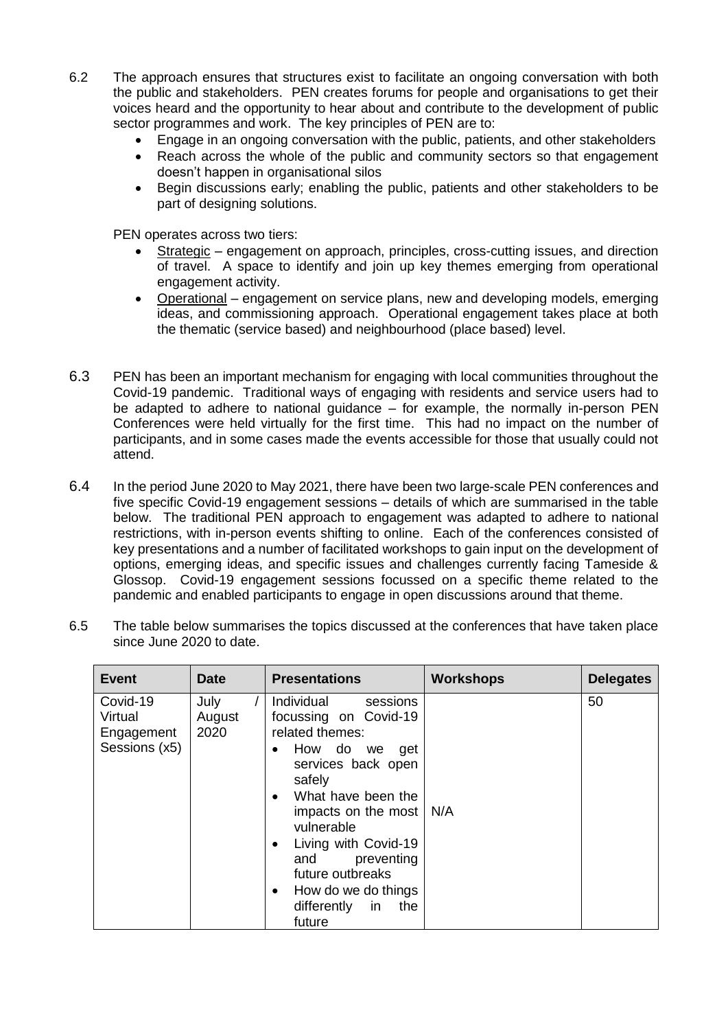6.2 The approach ensures that structures exist to facilitate an ongoing conversation with both the public and stakeholders. PEN creates forums for people and organisations to get their voices heard and the opportunity to hear about and contribute to the development of public sector programmes and work. The key principles of PEN are to:

- Engage in an ongoing conversation with the public, patients, and other stakeholders
- Reach across the whole of the public and community sectors so that engagement doesn't happen in organisational silos
- Begin discussions early; enabling the public, patients and other stakeholders to be part of designing solutions.

PEN operates across two tiers:

- Strategic – engagement on approach, principles, cross-cutting issues, and direction of travel. A space to identify and join up key themes emerging from operational engagement activity.
- Operational – engagement on service plans, new and developing models, emerging ideas, and commissioning approach. Operational engagement takes place at both the thematic (service based) and neighbourhood (place based) level.

6.3 PEN has been an important mechanism for engaging with local communities throughout the Covid-19 pandemic. Traditional ways of engaging with residents and service users had to be adapted to adhere to national guidance – for example, the normally in-person PEN Conferences were held virtually for the first time. This had no impact on the number of participants, and in some cases made the events accessible for those that usually could not attend.

6.4 In the period June 2020 to May 2021, there have been two large-scale PEN conferences and five specific Covid-19 engagement sessions – details of which are summarised in the table below. The traditional PEN approach to engagement was adapted to adhere to national restrictions, with in-person events shifting to online. Each of the conferences consisted of key presentations and a number of facilitated workshops to gain input on the development of options, emerging ideas, and specific issues and challenges currently facing Tameside & Glossop. Covid-19 engagement sessions focussed on a specific theme related to the pandemic and enabled participants to engage in open discussions around that theme.

6.5 The table below summarises the topics discussed at the conferences that have taken place since June 2020 to date.

| Event | Date | Presentations | Workshops | Delegates |
|---|---|---|---|---|
| Covid-19 Virtual Engagement Sessions (x5) | July / August 2020 | Individual sessions focussing on Covid-19 related themes:<br>• How do we get services back open safely<br>• What have been the impacts on the most vulnerable<br>• Living with Covid-19 and preventing future outbreaks<br>• How do we do things differently in the future | N/A | 50 |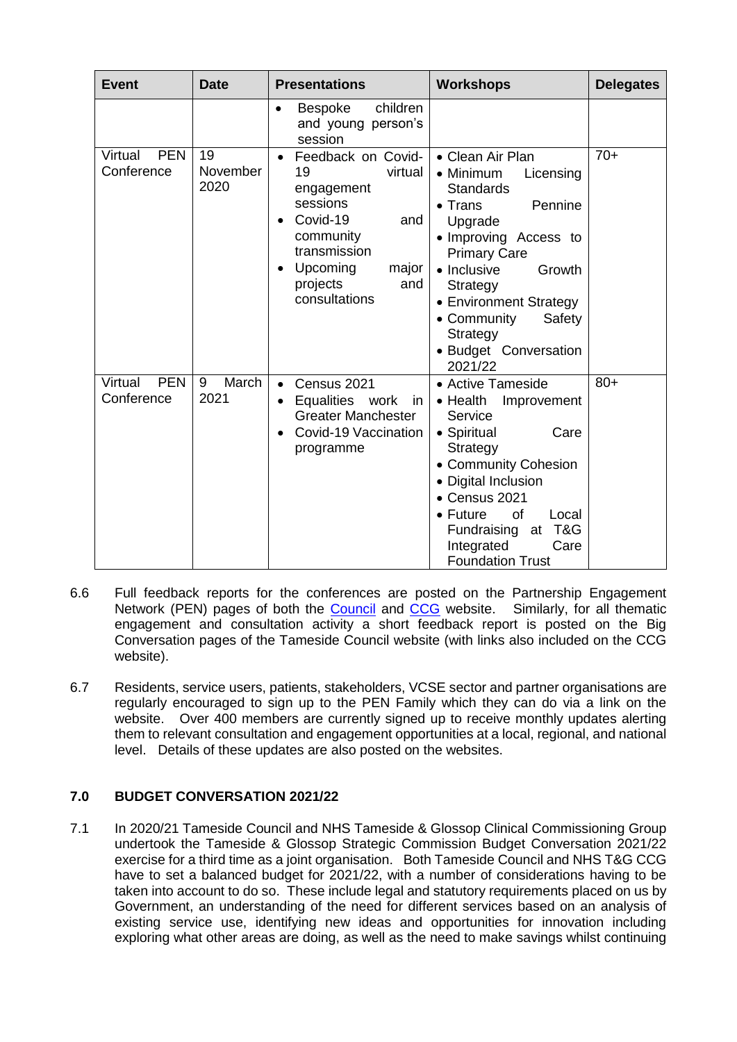| Event | Date | Presentations | Workshops | Delegates |
|---|---|---|---|---|
| | | • Bespoke children and young person's session | | |
| Virtual PEN Conference | 19 November 2020 | • Feedback on Covid-19 virtual engagement sessions<br>• Covid-19 and community transmission<br>• Upcoming major projects and consultations | • Clean Air Plan<br>• Minimum Licensing Standards<br>• Trans Pennine Upgrade<br>• Improving Access to Primary Care<br>• Inclusive Growth Strategy<br>• Environment Strategy<br>• Community Safety Strategy<br>• Budget Conversation 2021/22 | 70+ |
| Virtual PEN Conference | 9 March 2021 | • Census 2021<br>• Equalities work in Greater Manchester<br>• Covid-19 Vaccination programme | • Active Tameside<br>• Health Improvement Service<br>• Spiritual Care Strategy<br>• Community Cohesion<br>• Digital Inclusion<br>• Census 2021<br>• Future of Local Fundraising at T&G Integrated Care Foundation Trust | 80+ |

6.6 Full feedback reports for the conferences are posted on the Partnership Engagement Network (PEN) pages of both the Council and CCG website. Similarly, for all thematic engagement and consultation activity a short feedback report is posted on the Big Conversation pages of the Tameside Council website (with links also included on the CCG website).

6.7 Residents, service users, patients, stakeholders, VCSE sector and partner organisations are regularly encouraged to sign up to the PEN Family which they can do via a link on the website. Over 400 members are currently signed up to receive monthly updates alerting them to relevant consultation and engagement opportunities at a local, regional, and national level. Details of these updates are also posted on the websites.

## 7.0 BUDGET CONVERSATION 2021/22

7.1 In 2020/21 Tameside Council and NHS Tameside & Glossop Clinical Commissioning Group undertook the Tameside & Glossop Strategic Commission Budget Conversation 2021/22 exercise for a third time as a joint organisation. Both Tameside Council and NHS T&G CCG have to set a balanced budget for 2021/22, with a number of considerations having to be taken into account to do so. These include legal and statutory requirements placed on us by Government, an understanding of the need for different services based on an analysis of existing service use, identifying new ideas and opportunities for innovation including exploring what other areas are doing, as well as the need to make savings whilst continuing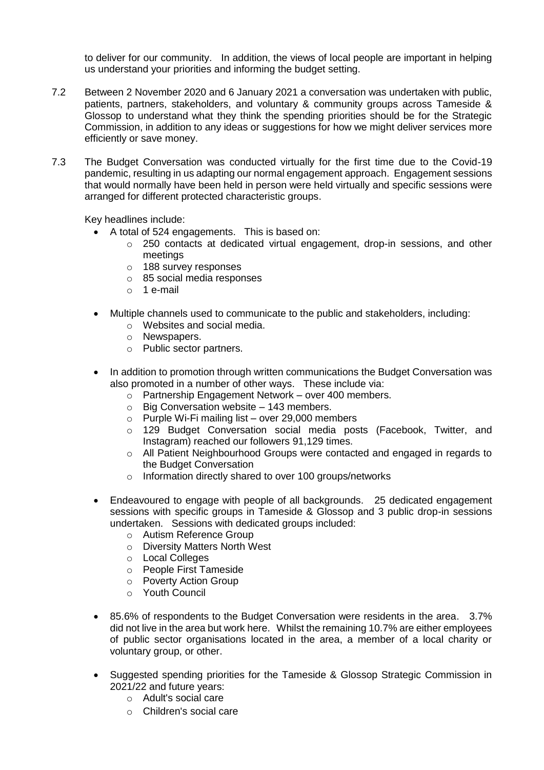to deliver for our community. In addition, the views of local people are important in helping us understand your priorities and informing the budget setting.

7.2 Between 2 November 2020 and 6 January 2021 a conversation was undertaken with public, patients, partners, stakeholders, and voluntary & community groups across Tameside & Glossop to understand what they think the spending priorities should be for the Strategic Commission, in addition to any ideas or suggestions for how we might deliver services more efficiently or save money.

7.3 The Budget Conversation was conducted virtually for the first time due to the Covid-19 pandemic, resulting in us adapting our normal engagement approach. Engagement sessions that would normally have been held in person were held virtually and specific sessions were arranged for different protected characteristic groups.

Key headlines include:

- A total of 524 engagements. This is based on:
  - 250 contacts at dedicated virtual engagement, drop-in sessions, and other meetings
  - 188 survey responses
  - 85 social media responses
  - 1 e-mail
- Multiple channels used to communicate to the public and stakeholders, including:
  - Websites and social media.
  - Newspapers.
  - Public sector partners.
- In addition to promotion through written communications the Budget Conversation was also promoted in a number of other ways. These include via:
  - Partnership Engagement Network – over 400 members.
  - Big Conversation website – 143 members.
  - Purple Wi-Fi mailing list – over 29,000 members
  - 129 Budget Conversation social media posts (Facebook, Twitter, and Instagram) reached our followers 91,129 times.
  - All Patient Neighbourhood Groups were contacted and engaged in regards to the Budget Conversation
  - Information directly shared to over 100 groups/networks
- Endeavoured to engage with people of all backgrounds. 25 dedicated engagement sessions with specific groups in Tameside & Glossop and 3 public drop-in sessions undertaken. Sessions with dedicated groups included:
  - Autism Reference Group
  - Diversity Matters North West
  - Local Colleges
  - People First Tameside
  - Poverty Action Group
  - Youth Council
- 85.6% of respondents to the Budget Conversation were residents in the area. 3.7% did not live in the area but work here. Whilst the remaining 10.7% are either employees of public sector organisations located in the area, a member of a local charity or voluntary group, or other.
- Suggested spending priorities for the Tameside & Glossop Strategic Commission in 2021/22 and future years:
  - Adult's social care
  - Children's social care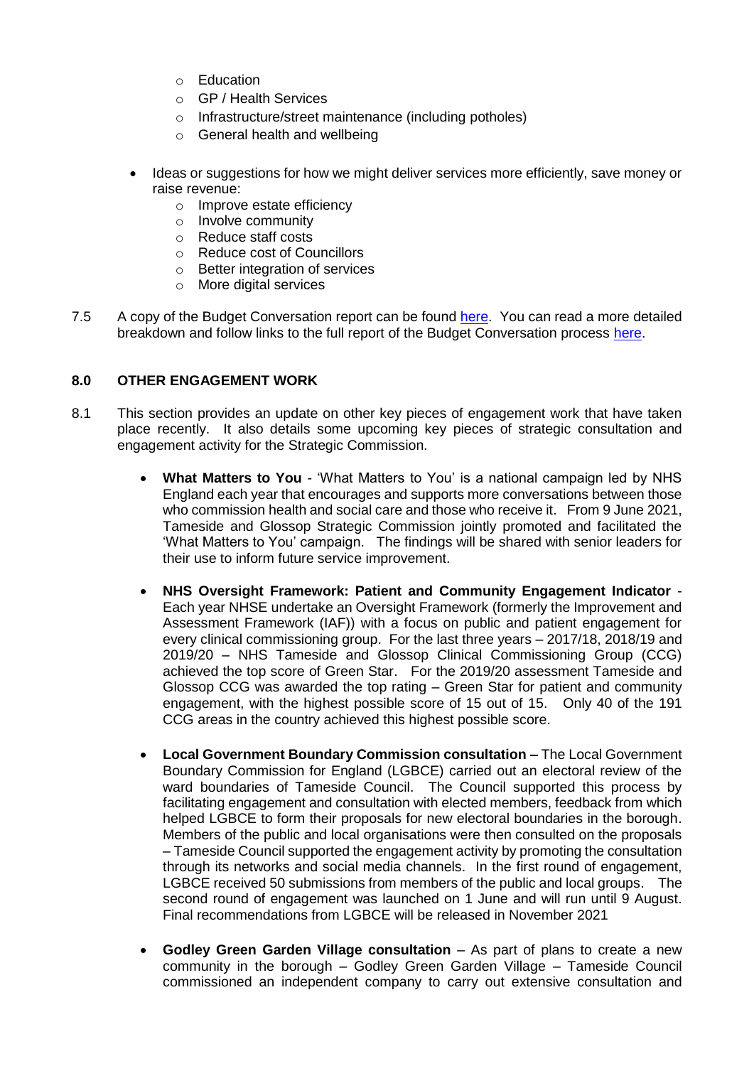- Education
    - GP / Health Services
    - Infrastructure/street maintenance (including potholes)
    - General health and wellbeing

- Ideas or suggestions for how we might deliver services more efficiently, save money or raise revenue:
    - Improve estate efficiency
    - Involve community
    - Reduce staff costs
    - Reduce cost of Councillors
    - Better integration of services
    - More digital services

7.5 A copy of the Budget Conversation report can be found here. You can read a more detailed breakdown and follow links to the full report of the Budget Conversation process here.

## 8.0 OTHER ENGAGEMENT WORK

8.1 This section provides an update on other key pieces of engagement work that have taken place recently. It also details some upcoming key pieces of strategic consultation and engagement activity for the Strategic Commission.

- **What Matters to You** - 'What Matters to You' is a national campaign led by NHS England each year that encourages and supports more conversations between those who commission health and social care and those who receive it. From 9 June 2021, Tameside and Glossop Strategic Commission jointly promoted and facilitated the 'What Matters to You' campaign. The findings will be shared with senior leaders for their use to inform future service improvement.

- **NHS Oversight Framework: Patient and Community Engagement Indicator** - Each year NHSE undertake an Oversight Framework (formerly the Improvement and Assessment Framework (IAF)) with a focus on public and patient engagement for every clinical commissioning group. For the last three years – 2017/18, 2018/19 and 2019/20 – NHS Tameside and Glossop Clinical Commissioning Group (CCG) achieved the top score of Green Star. For the 2019/20 assessment Tameside and Glossop CCG was awarded the top rating – Green Star for patient and community engagement, with the highest possible score of 15 out of 15. Only 40 of the 191 CCG areas in the country achieved this highest possible score.

- **Local Government Boundary Commission consultation –** The Local Government Boundary Commission for England (LGBCE) carried out an electoral review of the ward boundaries of Tameside Council. The Council supported this process by facilitating engagement and consultation with elected members, feedback from which helped LGBCE to form their proposals for new electoral boundaries in the borough. Members of the public and local organisations were then consulted on the proposals – Tameside Council supported the engagement activity by promoting the consultation through its networks and social media channels. In the first round of engagement, LGBCE received 50 submissions from members of the public and local groups. The second round of engagement was launched on 1 June and will run until 9 August. Final recommendations from LGBCE will be released in November 2021

- **Godley Green Garden Village consultation** – As part of plans to create a new community in the borough – Godley Green Garden Village – Tameside Council commissioned an independent company to carry out extensive consultation and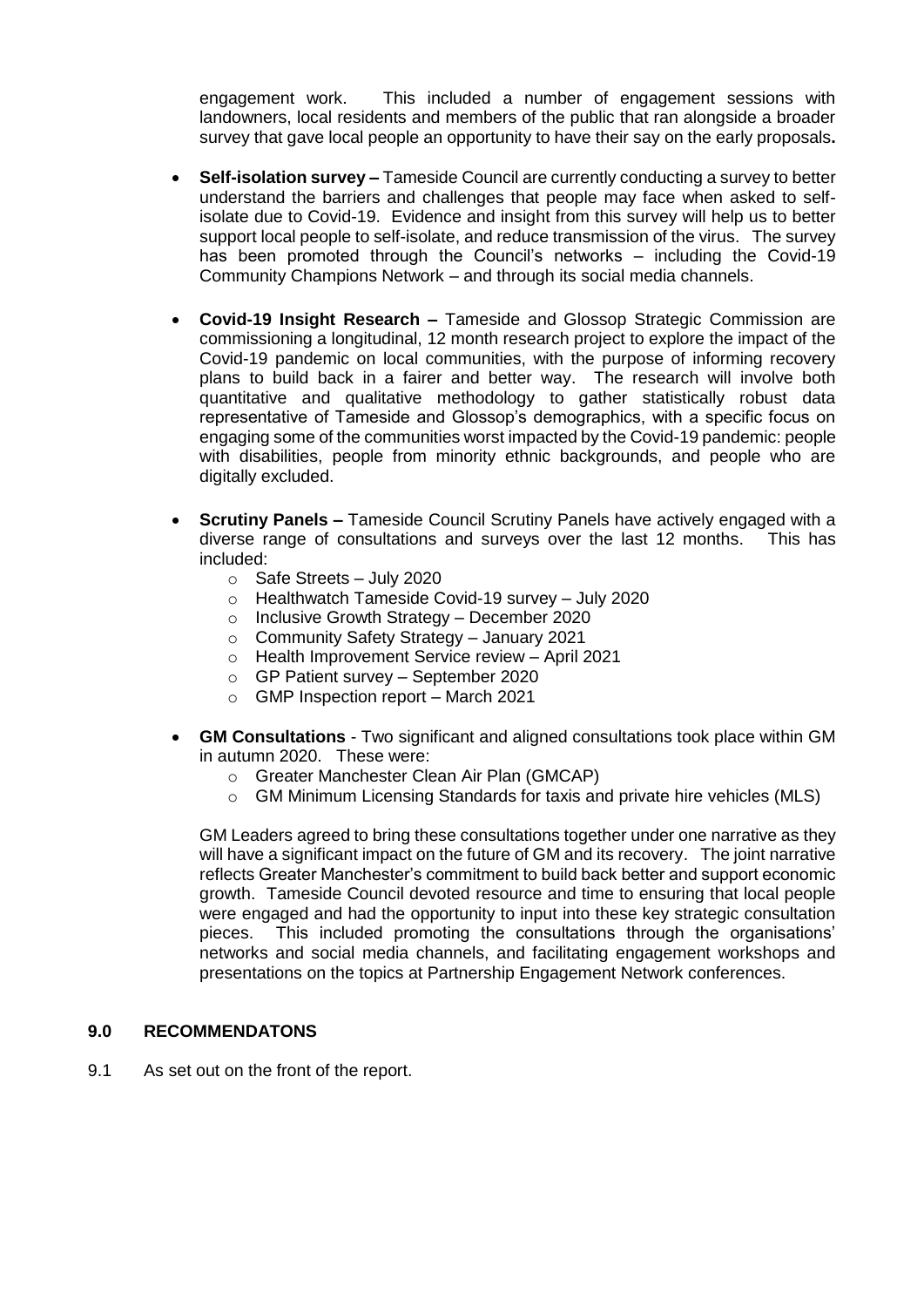engagement work. This included a number of engagement sessions with landowners, local residents and members of the public that ran alongside a broader survey that gave local people an opportunity to have their say on the early proposals**.**

- **Self-isolation survey –** Tameside Council are currently conducting a survey to better understand the barriers and challenges that people may face when asked to self-isolate due to Covid-19. Evidence and insight from this survey will help us to better support local people to self-isolate, and reduce transmission of the virus. The survey has been promoted through the Council's networks – including the Covid-19 Community Champions Network – and through its social media channels.

- **Covid-19 Insight Research –** Tameside and Glossop Strategic Commission are commissioning a longitudinal, 12 month research project to explore the impact of the Covid-19 pandemic on local communities, with the purpose of informing recovery plans to build back in a fairer and better way. The research will involve both quantitative and qualitative methodology to gather statistically robust data representative of Tameside and Glossop's demographics, with a specific focus on engaging some of the communities worst impacted by the Covid-19 pandemic: people with disabilities, people from minority ethnic backgrounds, and people who are digitally excluded.

- **Scrutiny Panels –** Tameside Council Scrutiny Panels have actively engaged with a diverse range of consultations and surveys over the last 12 months. This has included:
  - Safe Streets – July 2020
  - Healthwatch Tameside Covid-19 survey – July 2020
  - Inclusive Growth Strategy – December 2020
  - Community Safety Strategy – January 2021
  - Health Improvement Service review – April 2021
  - GP Patient survey – September 2020
  - GMP Inspection report – March 2021

- **GM Consultations** - Two significant and aligned consultations took place within GM in autumn 2020. These were:
  - Greater Manchester Clean Air Plan (GMCAP)
  - GM Minimum Licensing Standards for taxis and private hire vehicles (MLS)

  GM Leaders agreed to bring these consultations together under one narrative as they will have a significant impact on the future of GM and its recovery. The joint narrative reflects Greater Manchester's commitment to build back better and support economic growth. Tameside Council devoted resource and time to ensuring that local people were engaged and had the opportunity to input into these key strategic consultation pieces. This included promoting the consultations through the organisations' networks and social media channels, and facilitating engagement workshops and presentations on the topics at Partnership Engagement Network conferences.

## 9.0 RECOMMENDATONS

9.1 As set out on the front of the report.